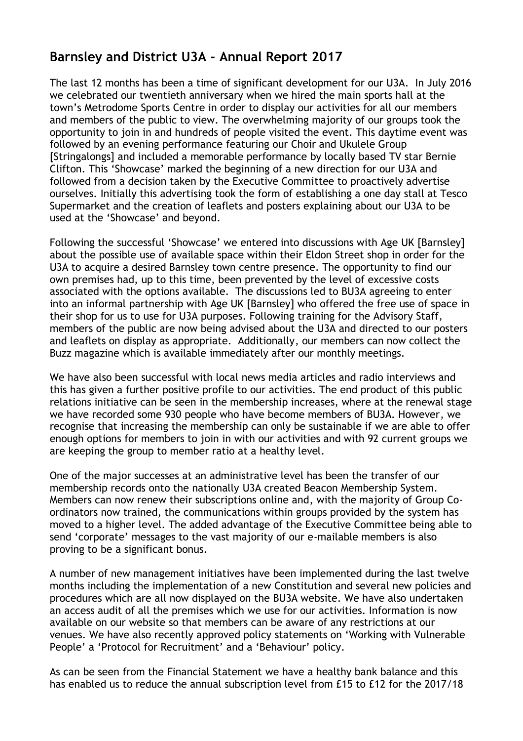## Barnsley and District U3A - Annual Report 2017

The last 12 months has been a time of significant development for our U3A. In July 2016 we celebrated our twentieth anniversary when we hired the main sports hall at the town's Metrodome Sports Centre in order to display our activities for all our members and members of the public to view. The overwhelming majority of our groups took the opportunity to join in and hundreds of people visited the event. This daytime event was followed by an evening performance featuring our Choir and Ukulele Group [Stringalongs] and included a memorable performance by locally based TV star Bernie Clifton. This 'Showcase' marked the beginning of a new direction for our U3A and followed from a decision taken by the Executive Committee to proactively advertise ourselves. Initially this advertising took the form of establishing a one day stall at Tesco Supermarket and the creation of leaflets and posters explaining about our U3A to be used at the 'Showcase' and beyond.

Following the successful 'Showcase' we entered into discussions with Age UK [Barnsley] about the possible use of available space within their Eldon Street shop in order for the U3A to acquire a desired Barnsley town centre presence. The opportunity to find our own premises had, up to this time, been prevented by the level of excessive costs associated with the options available. The discussions led to BU3A agreeing to enter into an informal partnership with Age UK [Barnsley] who offered the free use of space in their shop for us to use for U3A purposes. Following training for the Advisory Staff, members of the public are now being advised about the U3A and directed to our posters and leaflets on display as appropriate. Additionally, our members can now collect the Buzz magazine which is available immediately after our monthly meetings.

We have also been successful with local news media articles and radio interviews and this has given a further positive profile to our activities. The end product of this public relations initiative can be seen in the membership increases, where at the renewal stage we have recorded some 930 people who have become members of BU3A. However, we recognise that increasing the membership can only be sustainable if we are able to offer enough options for members to join in with our activities and with 92 current groups we are keeping the group to member ratio at a healthy level.

One of the major successes at an administrative level has been the transfer of our membership records onto the nationally U3A created Beacon Membership System. Members can now renew their subscriptions online and, with the majority of Group Co-ordinators now trained, the communications within groups provided by the system has moved to a higher level. The added advantage of the Executive Committee being able to send 'corporate' messages to the vast majority of our e-mailable members is also proving to be a significant bonus.

A number of new management initiatives have been implemented during the last twelve months including the implementation of a new Constitution and several new policies and procedures which are all now displayed on the BU3A website. We have also undertaken an access audit of all the premises which we use for our activities. Information is now available on our website so that members can be aware of any restrictions at our venues. We have also recently approved policy statements on 'Working with Vulnerable People' a 'Protocol for Recruitment' and a 'Behaviour' policy.

As can be seen from the Financial Statement we have a healthy bank balance and this has enabled us to reduce the annual subscription level from £15 to £12 for the 2017/18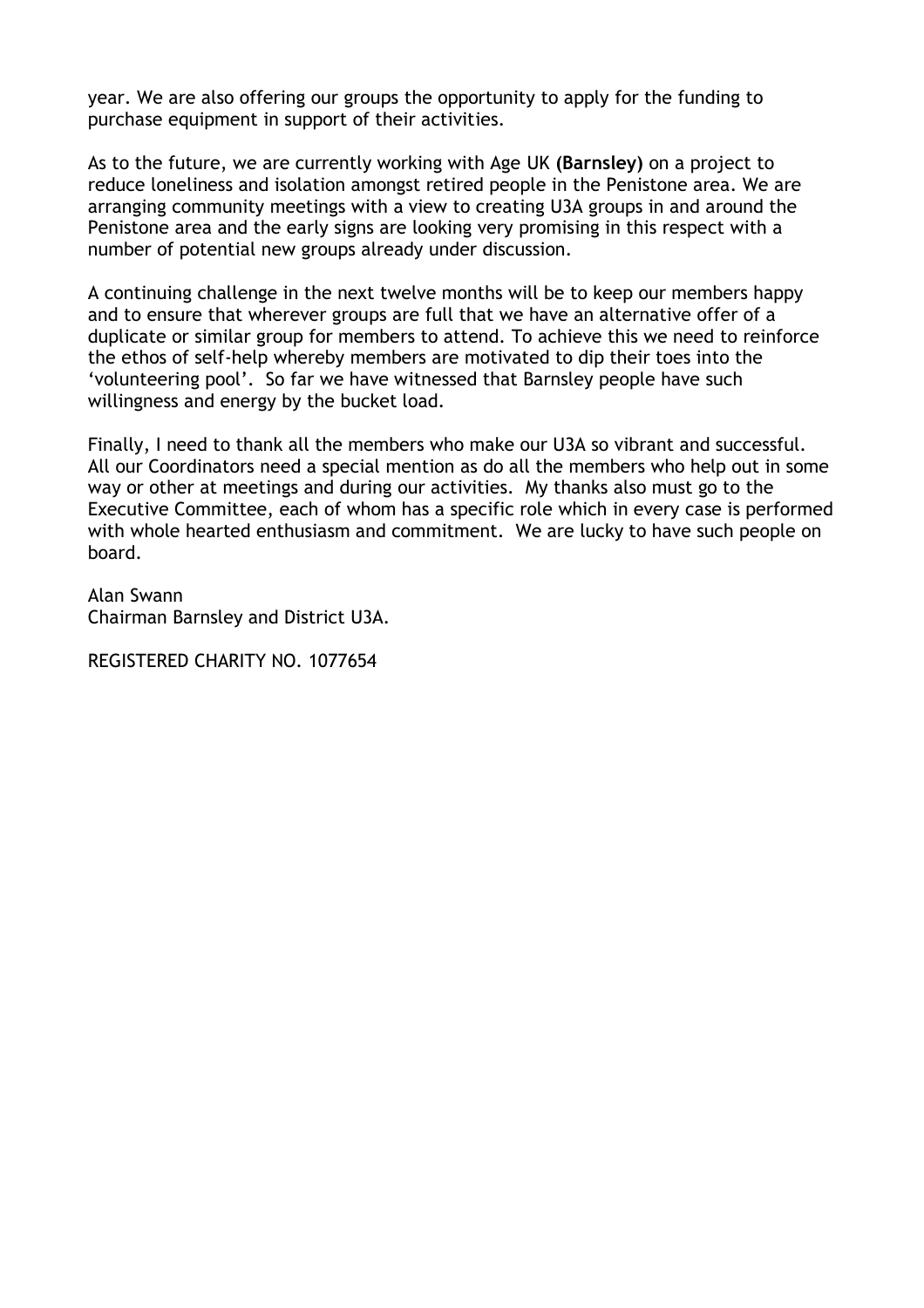year. We are also offering our groups the opportunity to apply for the funding to purchase equipment in support of their activities.

As to the future, we are currently working with Age UK **(Barnsley)** on a project to reduce loneliness and isolation amongst retired people in the Penistone area. We are arranging community meetings with a view to creating U3A groups in and around the Penistone area and the early signs are looking very promising in this respect with a number of potential new groups already under discussion.

A continuing challenge in the next twelve months will be to keep our members happy and to ensure that wherever groups are full that we have an alternative offer of a duplicate or similar group for members to attend. To achieve this we need to reinforce the ethos of self-help whereby members are motivated to dip their toes into the 'volunteering pool'. So far we have witnessed that Barnsley people have such willingness and energy by the bucket load.

Finally, I need to thank all the members who make our U3A so vibrant and successful. All our Coordinators need a special mention as do all the members who help out in some way or other at meetings and during our activities. My thanks also must go to the Executive Committee, each of whom has a specific role which in every case is performed with whole hearted enthusiasm and commitment. We are lucky to have such people on board.

Alan Swann
Chairman Barnsley and District U3A.

REGISTERED CHARITY NO. 1077654